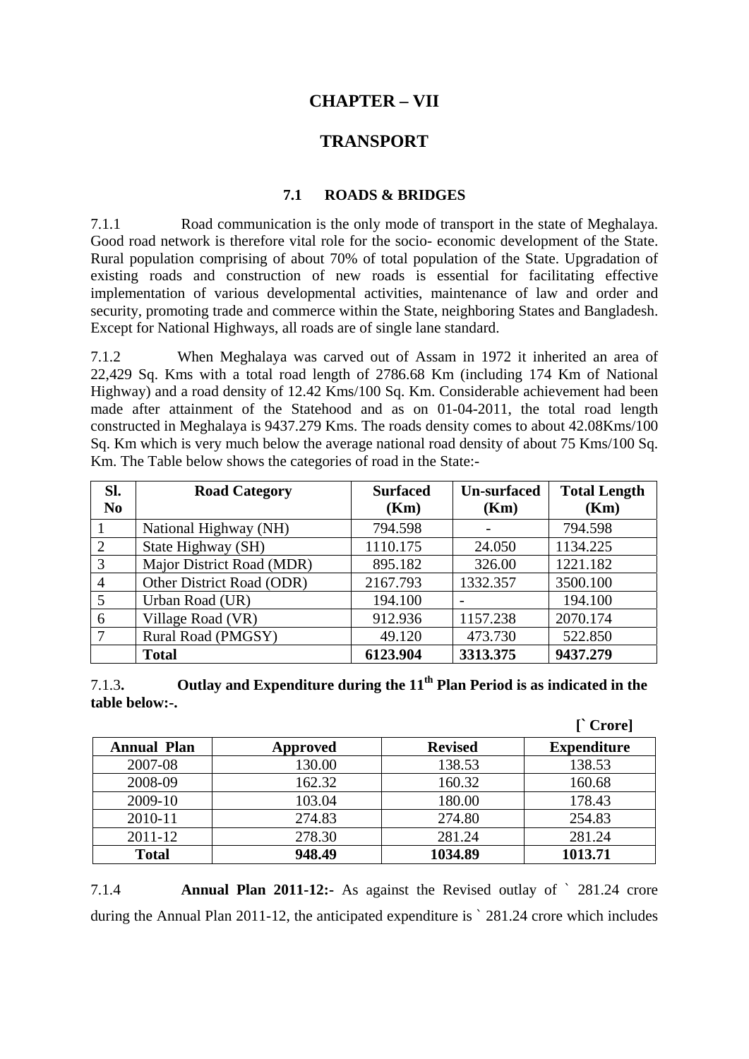# CHAPTER – VII

# TRANSPORT

## 7.1 ROADS & BRIDGES

7.1.1 Road communication is the only mode of transport in the state of Meghalaya. Good road network is therefore vital role for the socio- economic development of the State. Rural population comprising of about 70% of total population of the State. Upgradation of existing roads and construction of new roads is essential for facilitating effective implementation of various developmental activities, maintenance of law and order and security, promoting trade and commerce within the State, neighboring States and Bangladesh. Except for National Highways, all roads are of single lane standard.

7.1.2 When Meghalaya was carved out of Assam in 1972 it inherited an area of 22,429 Sq. Kms with a total road length of 2786.68 Km (including 174 Km of National Highway) and a road density of 12.42 Kms/100 Sq. Km. Considerable achievement had been made after attainment of the Statehood and as on 01-04-2011, the total road length constructed in Meghalaya is 9437.279 Kms. The roads density comes to about 42.08Kms/100 Sq. Km which is very much below the average national road density of about 75 Kms/100 Sq. Km. The Table below shows the categories of road in the State:-

| Sl. No | Road Category | Surfaced (Km) | Un-surfaced (Km) | Total Length (Km) |
|---|---|---|---|---|
| 1 | National Highway (NH) | 794.598 | - | 794.598 |
| 2 | State Highway (SH) | 1110.175 | 24.050 | 1134.225 |
| 3 | Major District Road (MDR) | 895.182 | 326.00 | 1221.182 |
| 4 | Other District Road (ODR) | 2167.793 | 1332.357 | 3500.100 |
| 5 | Urban Road (UR) | 194.100 | - | 194.100 |
| 6 | Village Road (VR) | 912.936 | 1157.238 | 2070.174 |
| 7 | Rural Road (PMGSY) | 49.120 | 473.730 | 522.850 |
| | **Total** | **6123.904** | **3313.375** | **9437.279** |

7.1.3. **Outlay and Expenditure during the 11th Plan Period is as indicated in the table below:-.**

**[` Crore]**

| Annual Plan | Approved | Revised | Expenditure |
|---|---|---|---|
| 2007-08 | 130.00 | 138.53 | 138.53 |
| 2008-09 | 162.32 | 160.32 | 160.68 |
| 2009-10 | 103.04 | 180.00 | 178.43 |
| 2010-11 | 274.83 | 274.80 | 254.83 |
| 2011-12 | 278.30 | 281.24 | 281.24 |
| **Total** | **948.49** | **1034.89** | **1013.71** |

7.1.4 **Annual Plan 2011-12:-** As against the Revised outlay of ` 281.24 crore during the Annual Plan 2011-12, the anticipated expenditure is ` 281.24 crore which includes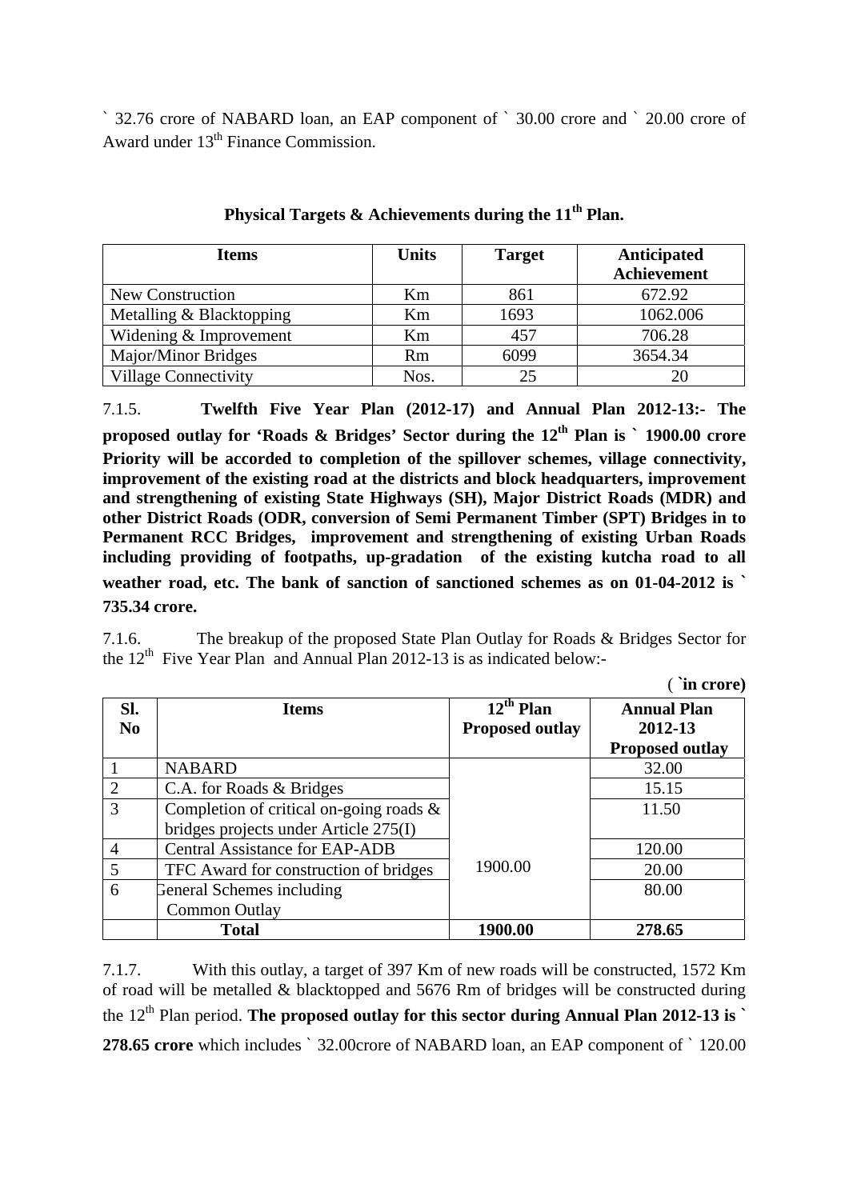` 32.76 crore of NABARD loan, an EAP component of ` 30.00 crore and ` 20.00 crore of Award under 13th Finance Commission.

**Physical Targets & Achievements during the 11th Plan.**

| Items | Units | Target | Anticipated Achievement |
|---|---|---|---|
| New Construction | Km | 861 | 672.92 |
| Metalling & Blacktopping | Km | 1693 | 1062.006 |
| Widening & Improvement | Km | 457 | 706.28 |
| Major/Minor Bridges | Rm | 6099 | 3654.34 |
| Village Connectivity | Nos. | 25 | 20 |

7.1.5. **Twelfth Five Year Plan (2012-17) and Annual Plan 2012-13:- The proposed outlay for 'Roads & Bridges' Sector during the 12th Plan is ` 1900.00 crore Priority will be accorded to completion of the spillover schemes, village connectivity, improvement of the existing road at the districts and block headquarters, improvement and strengthening of existing State Highways (SH), Major District Roads (MDR) and other District Roads (ODR, conversion of Semi Permanent Timber (SPT) Bridges in to Permanent RCC Bridges, improvement and strengthening of existing Urban Roads including providing of footpaths, up-gradation of the existing kutcha road to all weather road, etc. The bank of sanction of sanctioned schemes as on 01-04-2012 is ` 735.34 crore.**

7.1.6. The breakup of the proposed State Plan Outlay for Roads & Bridges Sector for the 12th Five Year Plan and Annual Plan 2012-13 is as indicated below:-

( **`in crore**)

| Sl. No | Items | 12th Plan Proposed outlay | Annual Plan 2012-13 Proposed outlay |
|---|---|---|---|
| 1 | NABARD | 1900.00 | 32.00 |
| 2 | C.A. for Roads & Bridges | | 15.15 |
| 3 | Completion of critical on-going roads & bridges projects under Article 275(I) | | 11.50 |
| 4 | Central Assistance for EAP-ADB | | 120.00 |
| 5 | TFC Award for construction of bridges | | 20.00 |
| 6 | General Schemes including Common Outlay | | 80.00 |
| | **Total** | **1900.00** | **278.65** |

7.1.7. With this outlay, a target of 397 Km of new roads will be constructed, 1572 Km of road will be metalled & blacktopped and 5676 Rm of bridges will be constructed during the 12th Plan period. **The proposed outlay for this sector during Annual Plan 2012-13 is ` 278.65 crore** which includes ` 32.00crore of NABARD loan, an EAP component of ` 120.00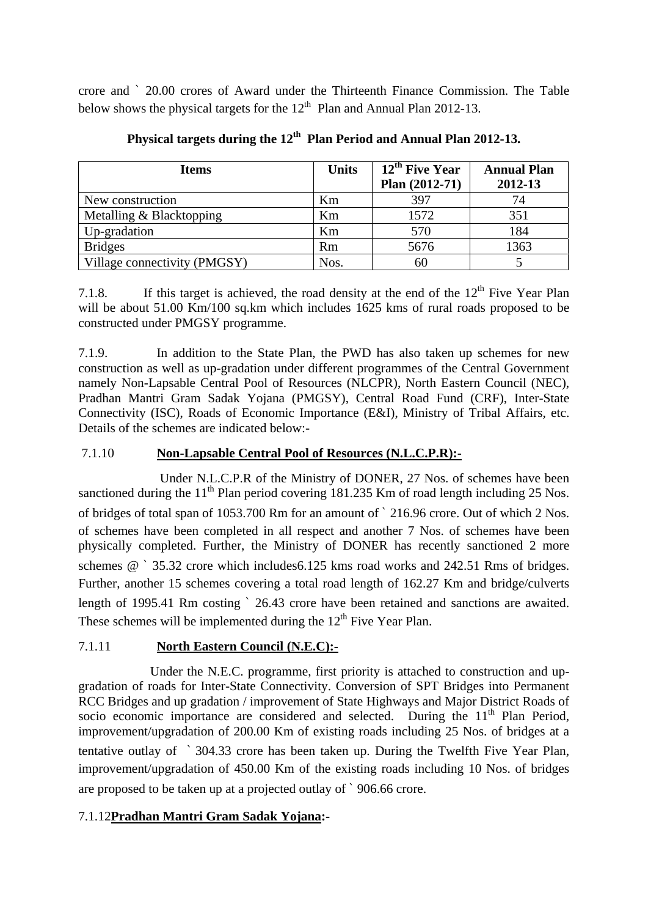crore and ` 20.00 crores of Award under the Thirteenth Finance Commission. The Table below shows the physical targets for the 12th Plan and Annual Plan 2012-13.

**Physical targets during the 12th Plan Period and Annual Plan 2012-13.**

| Items | Units | 12th Five Year Plan (2012-71) | Annual Plan 2012-13 |
|---|---|---|---|
| New construction | Km | 397 | 74 |
| Metalling & Blacktopping | Km | 1572 | 351 |
| Up-gradation | Km | 570 | 184 |
| Bridges | Rm | 5676 | 1363 |
| Village connectivity (PMGSY) | Nos. | 60 | 5 |

7.1.8. If this target is achieved, the road density at the end of the 12th Five Year Plan will be about 51.00 Km/100 sq.km which includes 1625 kms of rural roads proposed to be constructed under PMGSY programme.

7.1.9. In addition to the State Plan, the PWD has also taken up schemes for new construction as well as up-gradation under different programmes of the Central Government namely Non-Lapsable Central Pool of Resources (NLCPR), North Eastern Council (NEC), Pradhan Mantri Gram Sadak Yojana (PMGSY), Central Road Fund (CRF), Inter-State Connectivity (ISC), Roads of Economic Importance (E&I), Ministry of Tribal Affairs, etc. Details of the schemes are indicated below:-

7.1.10 **Non-Lapsable Central Pool of Resources (N.L.C.P.R):-**

Under N.L.C.P.R of the Ministry of DONER, 27 Nos. of schemes have been sanctioned during the 11th Plan period covering 181.235 Km of road length including 25 Nos. of bridges of total span of 1053.700 Rm for an amount of ` 216.96 crore. Out of which 2 Nos. of schemes have been completed in all respect and another 7 Nos. of schemes have been physically completed. Further, the Ministry of DONER has recently sanctioned 2 more schemes @ ` 35.32 crore which includes6.125 kms road works and 242.51 Rms of bridges. Further, another 15 schemes covering a total road length of 162.27 Km and bridge/culverts length of 1995.41 Rm costing ` 26.43 crore have been retained and sanctions are awaited. These schemes will be implemented during the 12th Five Year Plan.

7.1.11 **North Eastern Council (N.E.C):-**

Under the N.E.C. programme, first priority is attached to construction and up-gradation of roads for Inter-State Connectivity. Conversion of SPT Bridges into Permanent RCC Bridges and up gradation / improvement of State Highways and Major District Roads of socio economic importance are considered and selected. During the 11th Plan Period, improvement/upgradation of 200.00 Km of existing roads including 25 Nos. of bridges at a tentative outlay of ` 304.33 crore has been taken up. During the Twelfth Five Year Plan, improvement/upgradation of 450.00 Km of the existing roads including 10 Nos. of bridges are proposed to be taken up at a projected outlay of ` 906.66 crore.

7.1.12**Pradhan Mantri Gram Sadak Yojana:-**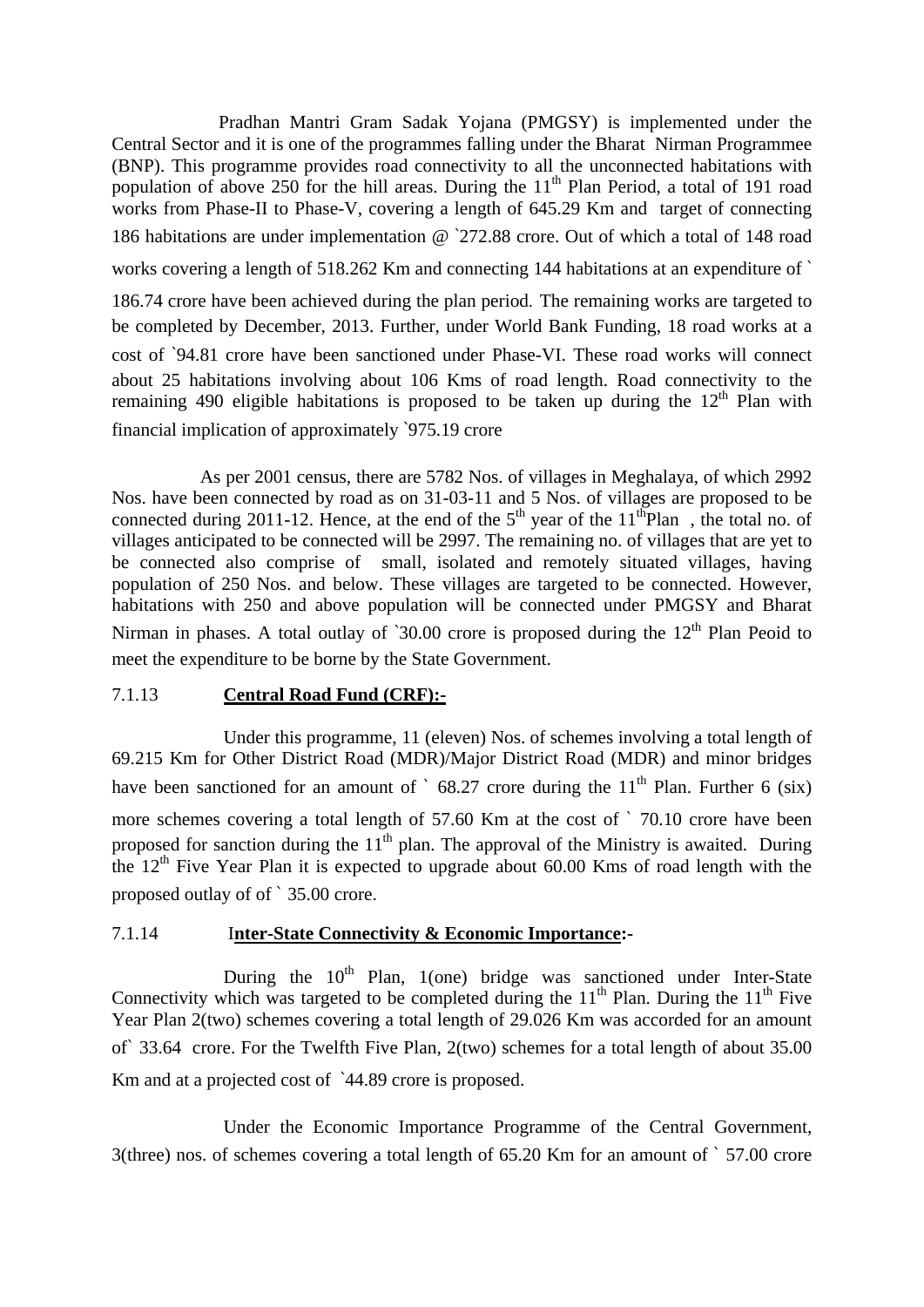Pradhan Mantri Gram Sadak Yojana (PMGSY) is implemented under the Central Sector and it is one of the programmes falling under the Bharat Nirman Programmee (BNP). This programme provides road connectivity to all the unconnected habitations with population of above 250 for the hill areas. During the 11th Plan Period, a total of 191 road works from Phase-II to Phase-V, covering a length of 645.29 Km and target of connecting 186 habitations are under implementation @ `272.88 crore. Out of which a total of 148 road works covering a length of 518.262 Km and connecting 144 habitations at an expenditure of ` 186.74 crore have been achieved during the plan period. The remaining works are targeted to be completed by December, 2013. Further, under World Bank Funding, 18 road works at a cost of `94.81 crore have been sanctioned under Phase-VI. These road works will connect about 25 habitations involving about 106 Kms of road length. Road connectivity to the remaining 490 eligible habitations is proposed to be taken up during the 12th Plan with financial implication of approximately `975.19 crore

As per 2001 census, there are 5782 Nos. of villages in Meghalaya, of which 2992 Nos. have been connected by road as on 31-03-11 and 5 Nos. of villages are proposed to be connected during 2011-12. Hence, at the end of the 5th year of the 11thPlan , the total no. of villages anticipated to be connected will be 2997. The remaining no. of villages that are yet to be connected also comprise of small, isolated and remotely situated villages, having population of 250 Nos. and below. These villages are targeted to be connected. However, habitations with 250 and above population will be connected under PMGSY and Bharat Nirman in phases. A total outlay of `30.00 crore is proposed during the 12th Plan Peoid to meet the expenditure to be borne by the State Government.

### 7.1.13 **Central Road Fund (CRF):-**

Under this programme, 11 (eleven) Nos. of schemes involving a total length of 69.215 Km for Other District Road (MDR)/Major District Road (MDR) and minor bridges have been sanctioned for an amount of ` 68.27 crore during the 11th Plan. Further 6 (six) more schemes covering a total length of 57.60 Km at the cost of ` 70.10 crore have been proposed for sanction during the 11th plan. The approval of the Ministry is awaited. During the 12th Five Year Plan it is expected to upgrade about 60.00 Kms of road length with the proposed outlay of of ` 35.00 crore.

### 7.1.14 **Inter-State Connectivity & Economic Importance:-**

During the 10th Plan, 1(one) bridge was sanctioned under Inter-State Connectivity which was targeted to be completed during the 11th Plan. During the 11th Five Year Plan 2(two) schemes covering a total length of 29.026 Km was accorded for an amount of` 33.64 crore. For the Twelfth Five Plan, 2(two) schemes for a total length of about 35.00 Km and at a projected cost of `44.89 crore is proposed.

Under the Economic Importance Programme of the Central Government, 3(three) nos. of schemes covering a total length of 65.20 Km for an amount of ` 57.00 crore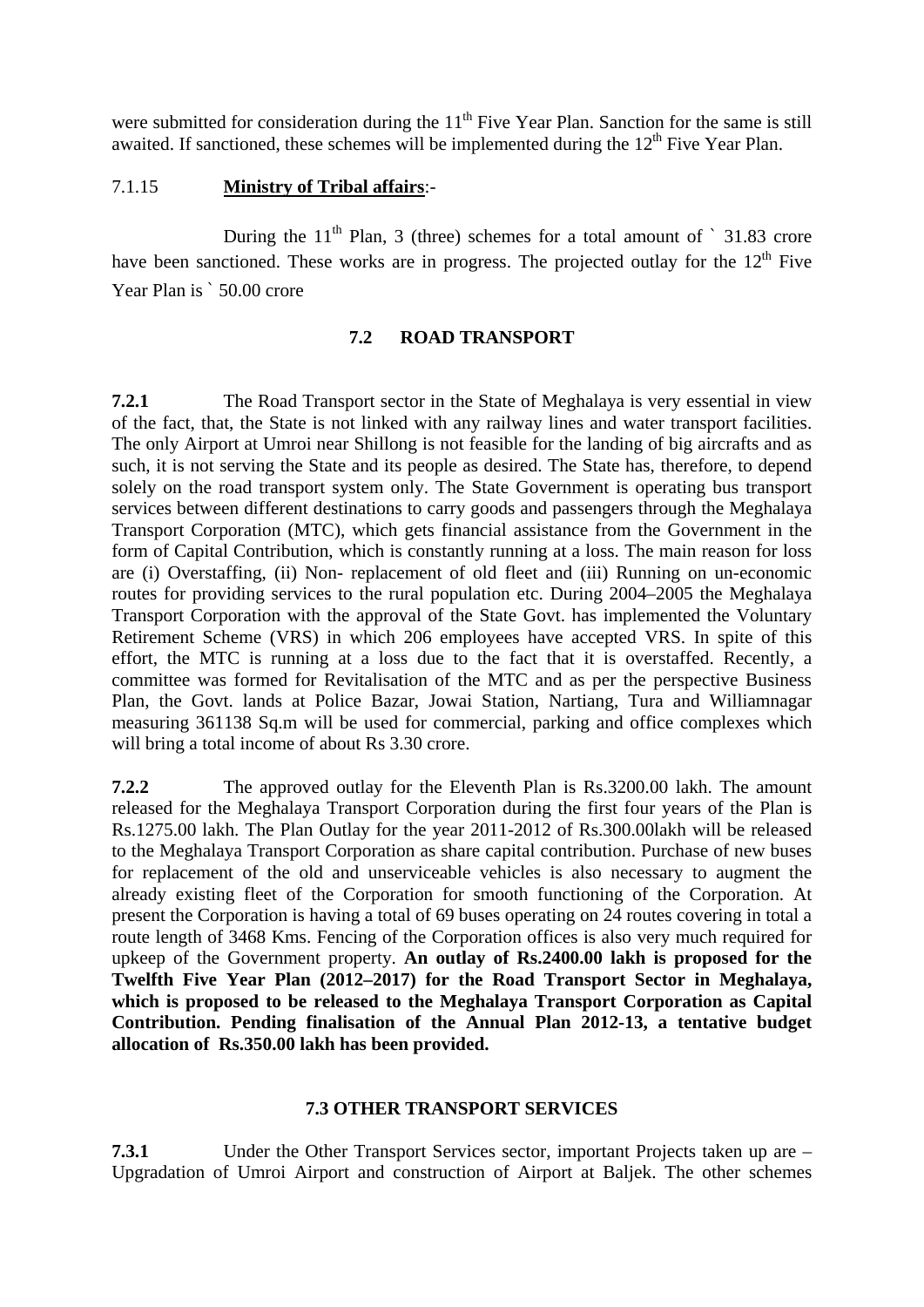were submitted for consideration during the 11th Five Year Plan. Sanction for the same is still awaited. If sanctioned, these schemes will be implemented during the 12th Five Year Plan.

7.1.15 **Ministry of Tribal affairs**:-

During the 11th Plan, 3 (three) schemes for a total amount of ` 31.83 crore have been sanctioned. These works are in progress. The projected outlay for the 12th Five Year Plan is ` 50.00 crore

### 7.2 ROAD TRANSPORT

**7.2.1** The Road Transport sector in the State of Meghalaya is very essential in view of the fact, that, the State is not linked with any railway lines and water transport facilities. The only Airport at Umroi near Shillong is not feasible for the landing of big aircrafts and as such, it is not serving the State and its people as desired. The State has, therefore, to depend solely on the road transport system only. The State Government is operating bus transport services between different destinations to carry goods and passengers through the Meghalaya Transport Corporation (MTC), which gets financial assistance from the Government in the form of Capital Contribution, which is constantly running at a loss. The main reason for loss are (i) Overstaffing, (ii) Non- replacement of old fleet and (iii) Running on un-economic routes for providing services to the rural population etc. During 2004–2005 the Meghalaya Transport Corporation with the approval of the State Govt. has implemented the Voluntary Retirement Scheme (VRS) in which 206 employees have accepted VRS. In spite of this effort, the MTC is running at a loss due to the fact that it is overstaffed. Recently, a committee was formed for Revitalisation of the MTC and as per the perspective Business Plan, the Govt. lands at Police Bazar, Jowai Station, Nartiang, Tura and Williamnagar measuring 361138 Sq.m will be used for commercial, parking and office complexes which will bring a total income of about Rs 3.30 crore.

**7.2.2** The approved outlay for the Eleventh Plan is Rs.3200.00 lakh. The amount released for the Meghalaya Transport Corporation during the first four years of the Plan is Rs.1275.00 lakh. The Plan Outlay for the year 2011-2012 of Rs.300.00lakh will be released to the Meghalaya Transport Corporation as share capital contribution. Purchase of new buses for replacement of the old and unserviceable vehicles is also necessary to augment the already existing fleet of the Corporation for smooth functioning of the Corporation. At present the Corporation is having a total of 69 buses operating on 24 routes covering in total a route length of 3468 Kms. Fencing of the Corporation offices is also very much required for upkeep of the Government property. **An outlay of Rs.2400.00 lakh is proposed for the Twelfth Five Year Plan (2012–2017) for the Road Transport Sector in Meghalaya, which is proposed to be released to the Meghalaya Transport Corporation as Capital Contribution. Pending finalisation of the Annual Plan 2012-13, a tentative budget allocation of Rs.350.00 lakh has been provided.**

### 7.3 OTHER TRANSPORT SERVICES

**7.3.1** Under the Other Transport Services sector, important Projects taken up are – Upgradation of Umroi Airport and construction of Airport at Baljek. The other schemes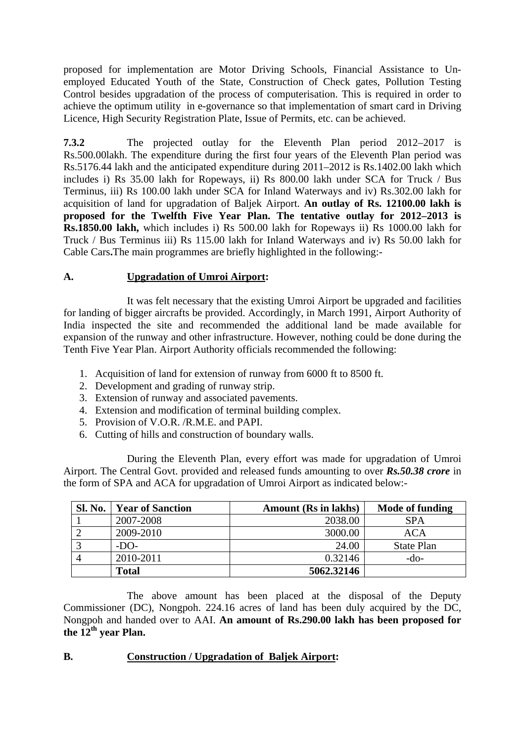proposed for implementation are Motor Driving Schools, Financial Assistance to Un-employed Educated Youth of the State, Construction of Check gates, Pollution Testing Control besides upgradation of the process of computerisation. This is required in order to achieve the optimum utility in e-governance so that implementation of smart card in Driving Licence, High Security Registration Plate, Issue of Permits, etc. can be achieved.

**7.3.2** The projected outlay for the Eleventh Plan period 2012–2017 is Rs.500.00lakh. The expenditure during the first four years of the Eleventh Plan period was Rs.5176.44 lakh and the anticipated expenditure during 2011–2012 is Rs.1402.00 lakh which includes i) Rs 35.00 lakh for Ropeways, ii) Rs 800.00 lakh under SCA for Truck / Bus Terminus, iii) Rs 100.00 lakh under SCA for Inland Waterways and iv) Rs.302.00 lakh for acquisition of land for upgradation of Baljek Airport. **An outlay of Rs. 12100.00 lakh is proposed for the Twelfth Five Year Plan. The tentative outlay for 2012–2013 is Rs.1850.00 lakh,** which includes i) Rs 500.00 lakh for Ropeways ii) Rs 1000.00 lakh for Truck / Bus Terminus iii) Rs 115.00 lakh for Inland Waterways and iv) Rs 50.00 lakh for Cable Cars**.**The main programmes are briefly highlighted in the following:-

## A. Upgradation of Umroi Airport:

It was felt necessary that the existing Umroi Airport be upgraded and facilities for landing of bigger aircrafts be provided. Accordingly, in March 1991, Airport Authority of India inspected the site and recommended the additional land be made available for expansion of the runway and other infrastructure. However, nothing could be done during the Tenth Five Year Plan. Airport Authority officials recommended the following:

1. Acquisition of land for extension of runway from 6000 ft to 8500 ft.
2. Development and grading of runway strip.
3. Extension of runway and associated pavements.
4. Extension and modification of terminal building complex.
5. Provision of V.O.R. /R.M.E. and PAPI.
6. Cutting of hills and construction of boundary walls.

During the Eleventh Plan, every effort was made for upgradation of Umroi Airport. The Central Govt. provided and released funds amounting to over ***Rs.50.38 crore*** in the form of SPA and ACA for upgradation of Umroi Airport as indicated below:-

| Sl. No. | Year of Sanction | Amount (Rs in lakhs) | Mode of funding |
|---|---|---|---|
| 1 | 2007-2008 | 2038.00 | SPA |
| 2 | 2009-2010 | 3000.00 | ACA |
| 3 | -DO- | 24.00 | State Plan |
| 4 | 2010-2011 | 0.32146 | -do- |
| | **Total** | **5062.32146** | |

The above amount has been placed at the disposal of the Deputy Commissioner (DC), Nongpoh. 224.16 acres of land has been duly acquired by the DC, Nongpoh and handed over to AAI. **An amount of Rs.290.00 lakh has been proposed for the 12th year Plan.**

## B. Construction / Upgradation of Baljek Airport: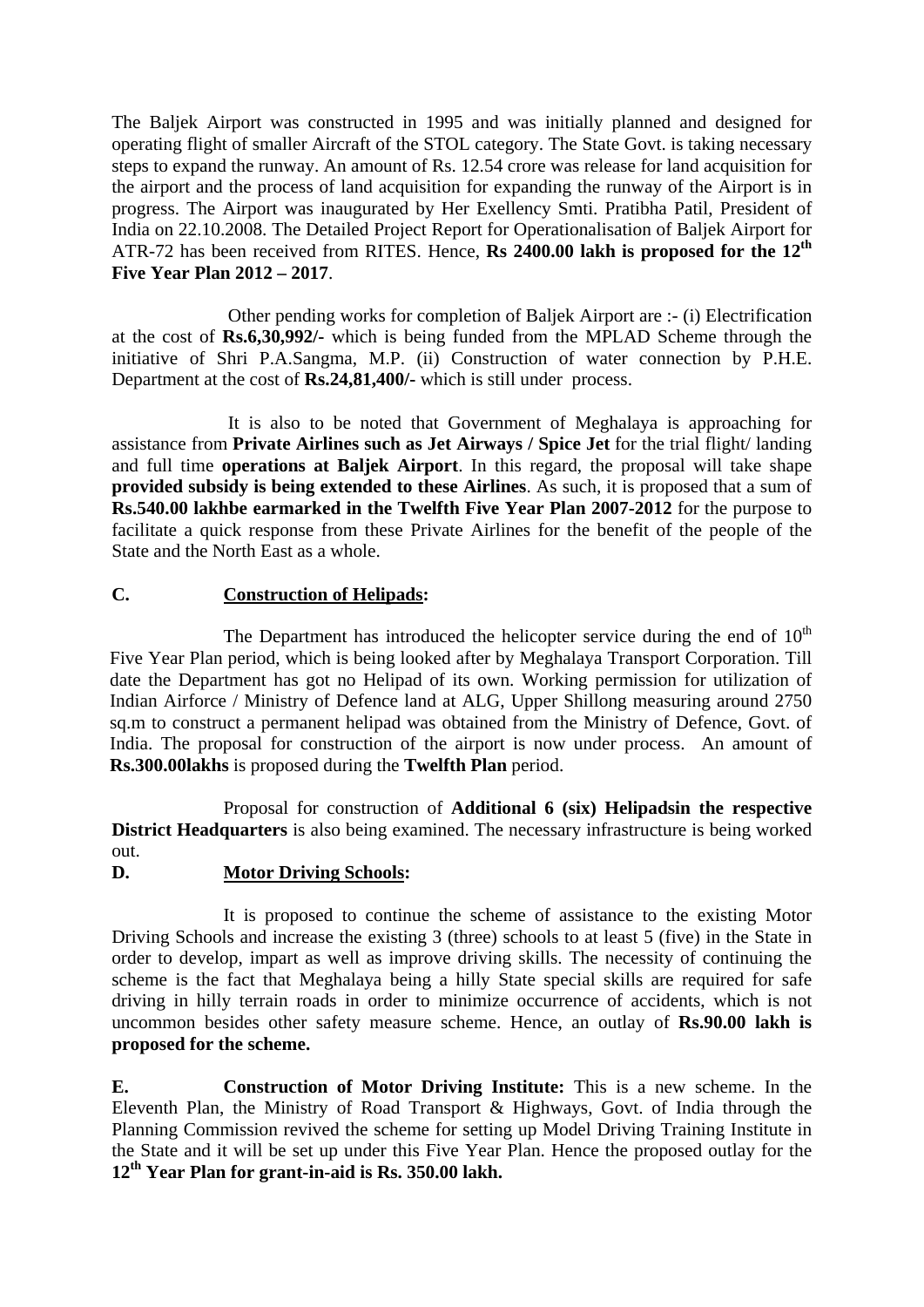The Baljek Airport was constructed in 1995 and was initially planned and designed for operating flight of smaller Aircraft of the STOL category. The State Govt. is taking necessary steps to expand the runway. An amount of Rs. 12.54 crore was release for land acquisition for the airport and the process of land acquisition for expanding the runway of the Airport is in progress. The Airport was inaugurated by Her Exellency Smti. Pratibha Patil, President of India on 22.10.2008. The Detailed Project Report for Operationalisation of Baljek Airport for ATR-72 has been received from RITES. Hence, **Rs 2400.00 lakh is proposed for the 12th Five Year Plan 2012 – 2017**.

Other pending works for completion of Baljek Airport are :- (i) Electrification at the cost of **Rs.6,30,992/-** which is being funded from the MPLAD Scheme through the initiative of Shri P.A.Sangma, M.P. (ii) Construction of water connection by P.H.E. Department at the cost of **Rs.24,81,400/-** which is still under process.

It is also to be noted that Government of Meghalaya is approaching for assistance from **Private Airlines such as Jet Airways / Spice Jet** for the trial flight/ landing and full time **operations at Baljek Airport**. In this regard, the proposal will take shape **provided subsidy is being extended to these Airlines**. As such, it is proposed that a sum of **Rs.540.00 lakhbe earmarked in the Twelfth Five Year Plan 2007-2012** for the purpose to facilitate a quick response from these Private Airlines for the benefit of the people of the State and the North East as a whole.

**C. Construction of Helipads:**

The Department has introduced the helicopter service during the end of 10th Five Year Plan period, which is being looked after by Meghalaya Transport Corporation. Till date the Department has got no Helipad of its own. Working permission for utilization of Indian Airforce / Ministry of Defence land at ALG, Upper Shillong measuring around 2750 sq.m to construct a permanent helipad was obtained from the Ministry of Defence, Govt. of India. The proposal for construction of the airport is now under process. An amount of **Rs.300.00lakhs** is proposed during the **Twelfth Plan** period.

Proposal for construction of **Additional 6 (six) Helipadsin the respective District Headquarters** is also being examined. The necessary infrastructure is being worked out.

**D. Motor Driving Schools:**

It is proposed to continue the scheme of assistance to the existing Motor Driving Schools and increase the existing 3 (three) schools to at least 5 (five) in the State in order to develop, impart as well as improve driving skills. The necessity of continuing the scheme is the fact that Meghalaya being a hilly State special skills are required for safe driving in hilly terrain roads in order to minimize occurrence of accidents, which is not uncommon besides other safety measure scheme. Hence, an outlay of **Rs.90.00 lakh is proposed for the scheme.**

**E. Construction of Motor Driving Institute:** This is a new scheme. In the Eleventh Plan, the Ministry of Road Transport & Highways, Govt. of India through the Planning Commission revived the scheme for setting up Model Driving Training Institute in the State and it will be set up under this Five Year Plan. Hence the proposed outlay for the **12th Year Plan for grant-in-aid is Rs. 350.00 lakh.**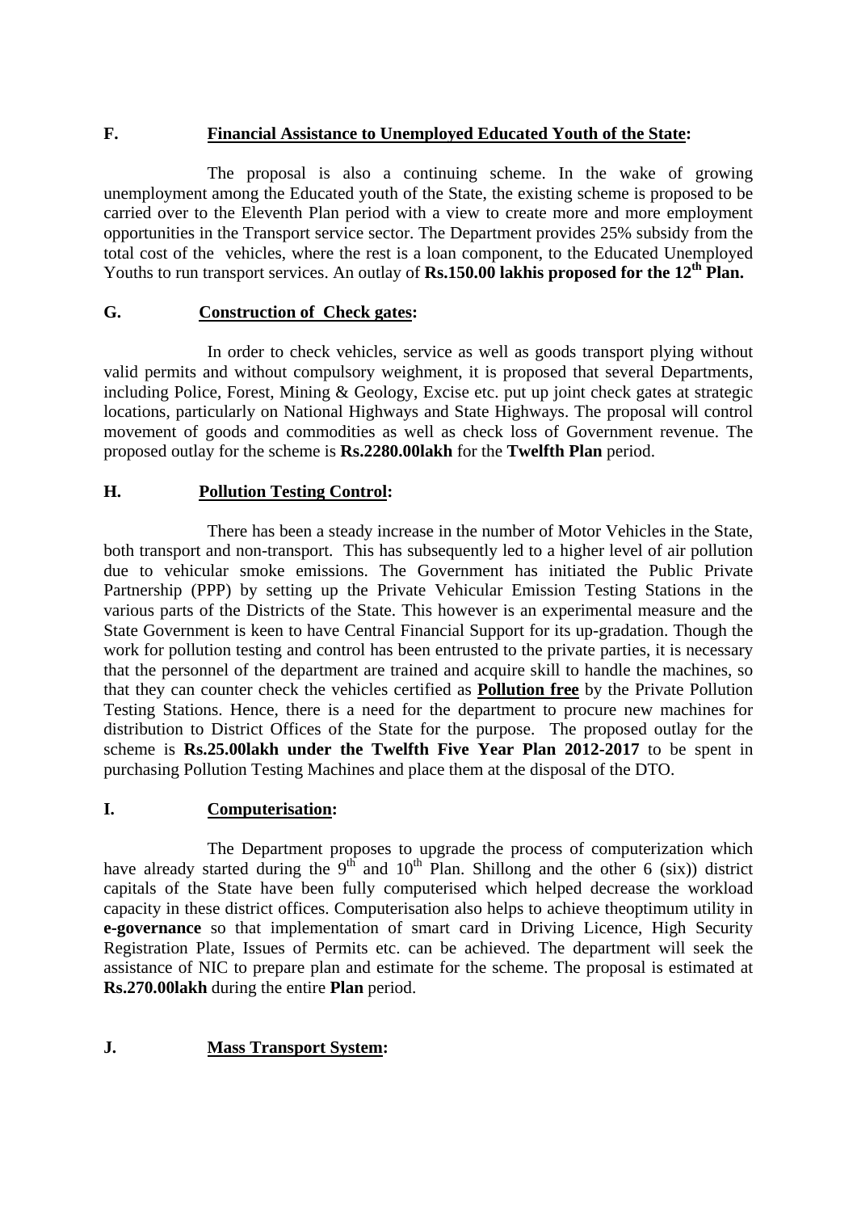**F. Financial Assistance to Unemployed Educated Youth of the State:**

The proposal is also a continuing scheme. In the wake of growing unemployment among the Educated youth of the State, the existing scheme is proposed to be carried over to the Eleventh Plan period with a view to create more and more employment opportunities in the Transport service sector. The Department provides 25% subsidy from the total cost of the vehicles, where the rest is a loan component, to the Educated Unemployed Youths to run transport services. An outlay of **Rs.150.00 lakhis proposed for the 12th Plan.**

**G. Construction of Check gates:**

In order to check vehicles, service as well as goods transport plying without valid permits and without compulsory weighment, it is proposed that several Departments, including Police, Forest, Mining & Geology, Excise etc. put up joint check gates at strategic locations, particularly on National Highways and State Highways. The proposal will control movement of goods and commodities as well as check loss of Government revenue. The proposed outlay for the scheme is **Rs.2280.00lakh** for the **Twelfth Plan** period.

**H. Pollution Testing Control:**

There has been a steady increase in the number of Motor Vehicles in the State, both transport and non-transport. This has subsequently led to a higher level of air pollution due to vehicular smoke emissions. The Government has initiated the Public Private Partnership (PPP) by setting up the Private Vehicular Emission Testing Stations in the various parts of the Districts of the State. This however is an experimental measure and the State Government is keen to have Central Financial Support for its up-gradation. Though the work for pollution testing and control has been entrusted to the private parties, it is necessary that the personnel of the department are trained and acquire skill to handle the machines, so that they can counter check the vehicles certified as **Pollution free** by the Private Pollution Testing Stations. Hence, there is a need for the department to procure new machines for distribution to District Offices of the State for the purpose. The proposed outlay for the scheme is **Rs.25.00lakh under the Twelfth Five Year Plan 2012-2017** to be spent in purchasing Pollution Testing Machines and place them at the disposal of the DTO.

**I. Computerisation:**

The Department proposes to upgrade the process of computerization which have already started during the 9th and 10th Plan. Shillong and the other 6 (six)) district capitals of the State have been fully computerised which helped decrease the workload capacity in these district offices. Computerisation also helps to achieve theoptimum utility in **e-governance** so that implementation of smart card in Driving Licence, High Security Registration Plate, Issues of Permits etc. can be achieved. The department will seek the assistance of NIC to prepare plan and estimate for the scheme. The proposal is estimated at **Rs.270.00lakh** during the entire **Plan** period.

**J. Mass Transport System:**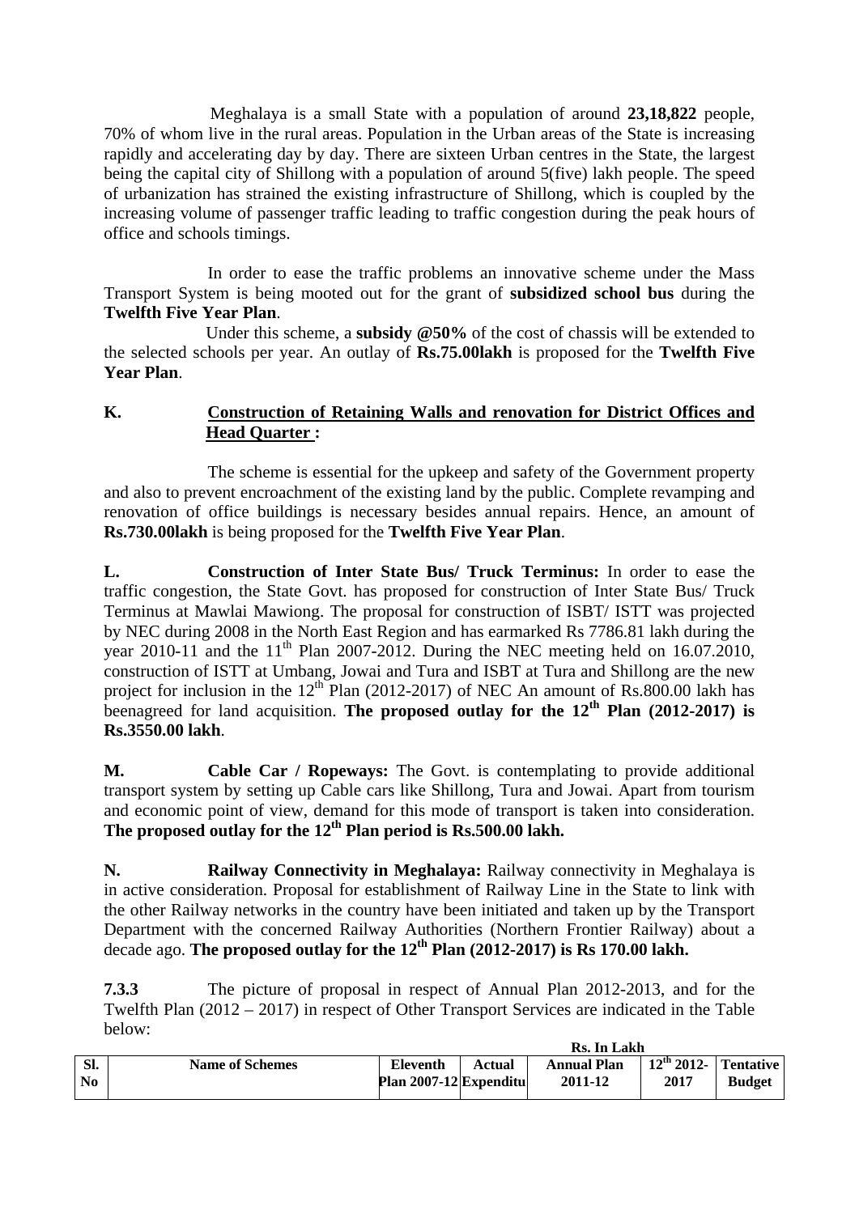Meghalaya is a small State with a population of around **23,18,822** people, 70% of whom live in the rural areas. Population in the Urban areas of the State is increasing rapidly and accelerating day by day. There are sixteen Urban centres in the State, the largest being the capital city of Shillong with a population of around 5(five) lakh people. The speed of urbanization has strained the existing infrastructure of Shillong, which is coupled by the increasing volume of passenger traffic leading to traffic congestion during the peak hours of office and schools timings.

In order to ease the traffic problems an innovative scheme under the Mass Transport System is being mooted out for the grant of **subsidized school bus** during the **Twelfth Five Year Plan**.

Under this scheme, a **subsidy @50%** of the cost of chassis will be extended to the selected schools per year. An outlay of **Rs.75.00lakh** is proposed for the **Twelfth Five Year Plan**.

**K. Construction of Retaining Walls and renovation for District Offices and Head Quarter :**

The scheme is essential for the upkeep and safety of the Government property and also to prevent encroachment of the existing land by the public. Complete revamping and renovation of office buildings is necessary besides annual repairs. Hence, an amount of **Rs.730.00lakh** is being proposed for the **Twelfth Five Year Plan**.

**L. Construction of Inter State Bus/ Truck Terminus:** In order to ease the traffic congestion, the State Govt. has proposed for construction of Inter State Bus/ Truck Terminus at Mawlai Mawiong. The proposal for construction of ISBT/ ISTT was projected by NEC during 2008 in the North East Region and has earmarked Rs 7786.81 lakh during the year 2010-11 and the 11th Plan 2007-2012. During the NEC meeting held on 16.07.2010, construction of ISTT at Umbang, Jowai and Tura and ISBT at Tura and Shillong are the new project for inclusion in the 12th Plan (2012-2017) of NEC An amount of Rs.800.00 lakh has beenagreed for land acquisition. **The proposed outlay for the 12th Plan (2012-2017) is Rs.3550.00 lakh**.

**M. Cable Car / Ropeways:** The Govt. is contemplating to provide additional transport system by setting up Cable cars like Shillong, Tura and Jowai. Apart from tourism and economic point of view, demand for this mode of transport is taken into consideration. **The proposed outlay for the 12th Plan period is Rs.500.00 lakh.**

**N. Railway Connectivity in Meghalaya:** Railway connectivity in Meghalaya is in active consideration. Proposal for establishment of Railway Line in the State to link with the other Railway networks in the country have been initiated and taken up by the Transport Department with the concerned Railway Authorities (Northern Frontier Railway) about a decade ago. **The proposed outlay for the 12th Plan (2012-2017) is Rs 170.00 lakh.**

**7.3.3** The picture of proposal in respect of Annual Plan 2012-2013, and for the Twelfth Plan (2012 – 2017) in respect of Other Transport Services are indicated in the Table below:

**Rs. In Lakh**

| Sl. No | Name of Schemes | Eleventh Plan 2007-12 | Actual Expenditu | Annual Plan 2011-12 | 12th 2012-2017 | Tentative Budget |
|---|---|---|---|---|---|---|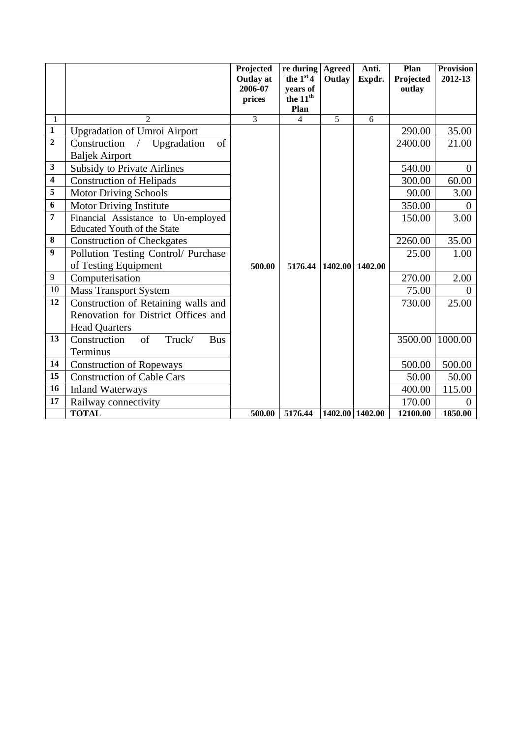| | | Projected Outlay at 2006-07 prices | re during the 1st 4 years of the 11th Plan | Agreed Outlay | Anti. Expdr. | Plan Projected outlay | Provision 2012-13 |
|---|---|---|---|---|---|---|---|
| 1 | 2 | 3 | 4 | 5 | 6 | | |
| **1** | Upgradation of Umroi Airport | | | | | 290.00 | 35.00 |
| **2** | Construction / Upgradation of Baljek Airport | | | | | 2400.00 | 21.00 |
| **3** | Subsidy to Private Airlines | | | | | 540.00 | 0 |
| **4** | Construction of Helipads | | | | | 300.00 | 60.00 |
| **5** | Motor Driving Schools | | | | | 90.00 | 3.00 |
| **6** | Motor Driving Institute | | | | | 350.00 | 0 |
| **7** | Financial Assistance to Un-employed Educated Youth of the State | | | | | 150.00 | 3.00 |
| **8** | Construction of Checkgates | | | | | 2260.00 | 35.00 |
| **9** | Pollution Testing Control/ Purchase of Testing Equipment | **500.00** | **5176.44** | **1402.00** | **1402.00** | 25.00 | 1.00 |
| 9 | Computerisation | | | | | 270.00 | 2.00 |
| 10 | Mass Transport System | | | | | 75.00 | 0 |
| **12** | Construction of Retaining walls and Renovation for District Offices and Head Quarters | | | | | 730.00 | 25.00 |
| **13** | Construction of Truck/ Bus Terminus | | | | | 3500.00 | 1000.00 |
| **14** | Construction of Ropeways | | | | | 500.00 | 500.00 |
| **15** | Construction of Cable Cars | | | | | 50.00 | 50.00 |
| **16** | Inland Waterways | | | | | 400.00 | 115.00 |
| **17** | Railway connectivity | | | | | 170.00 | 0 |
| | **TOTAL** | **500.00** | **5176.44** | **1402.00** | **1402.00** | **12100.00** | **1850.00** |